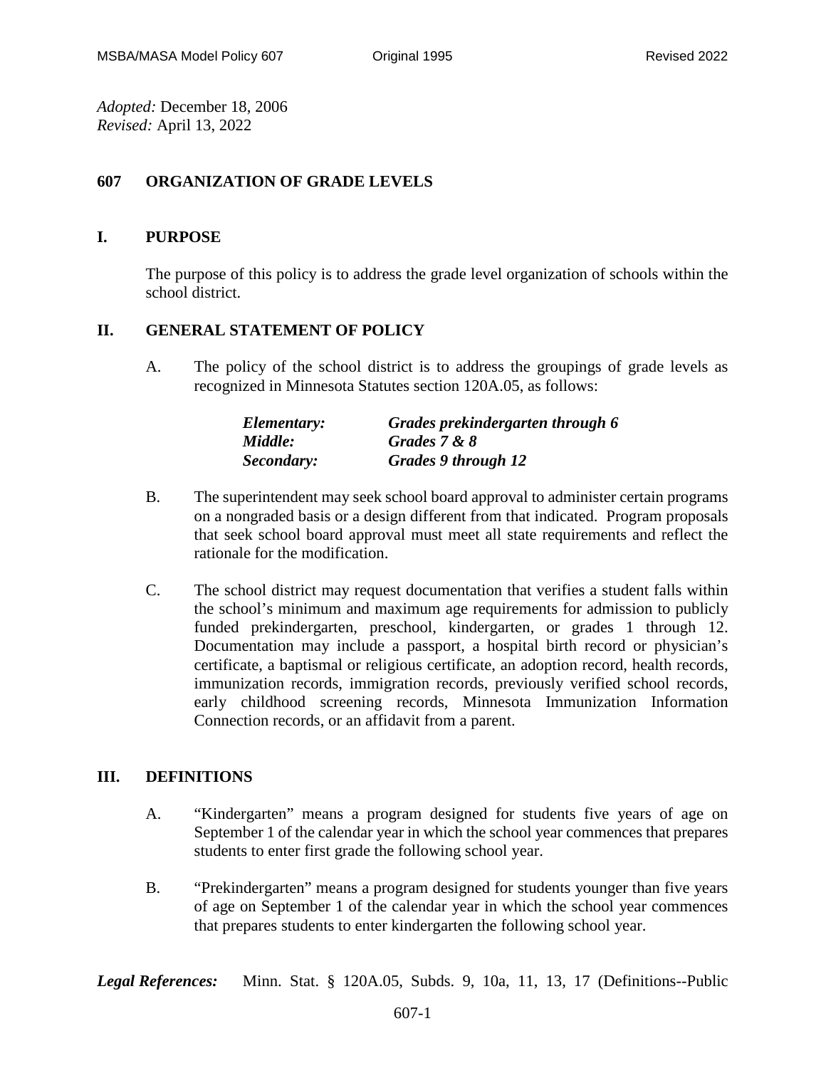*Adopted:* December 18, 2006
*Revised:* April 13, 2022

# 607 ORGANIZATION OF GRADE LEVELS

## I. PURPOSE

The purpose of this policy is to address the grade level organization of schools within the school district.

## II. GENERAL STATEMENT OF POLICY

A. The policy of the school district is to address the groupings of grade levels as recognized in Minnesota Statutes section 120A.05, as follows:

| | |
|---|---|
| ***Elementary:*** | ***Grades prekindergarten through 6*** |
| ***Middle:*** | ***Grades 7 & 8*** |
| ***Secondary:*** | ***Grades 9 through 12*** |

B. The superintendent may seek school board approval to administer certain programs on a nongraded basis or a design different from that indicated. Program proposals that seek school board approval must meet all state requirements and reflect the rationale for the modification.

C. The school district may request documentation that verifies a student falls within the school's minimum and maximum age requirements for admission to publicly funded prekindergarten, preschool, kindergarten, or grades 1 through 12. Documentation may include a passport, a hospital birth record or physician's certificate, a baptismal or religious certificate, an adoption record, health records, immunization records, immigration records, previously verified school records, early childhood screening records, Minnesota Immunization Information Connection records, or an affidavit from a parent.

## III. DEFINITIONS

A. "Kindergarten" means a program designed for students five years of age on September 1 of the calendar year in which the school year commences that prepares students to enter first grade the following school year.

B. "Prekindergarten" means a program designed for students younger than five years of age on September 1 of the calendar year in which the school year commences that prepares students to enter kindergarten the following school year.

***Legal References:*** Minn. Stat. § 120A.05, Subds. 9, 10a, 11, 13, 17 (Definitions--Public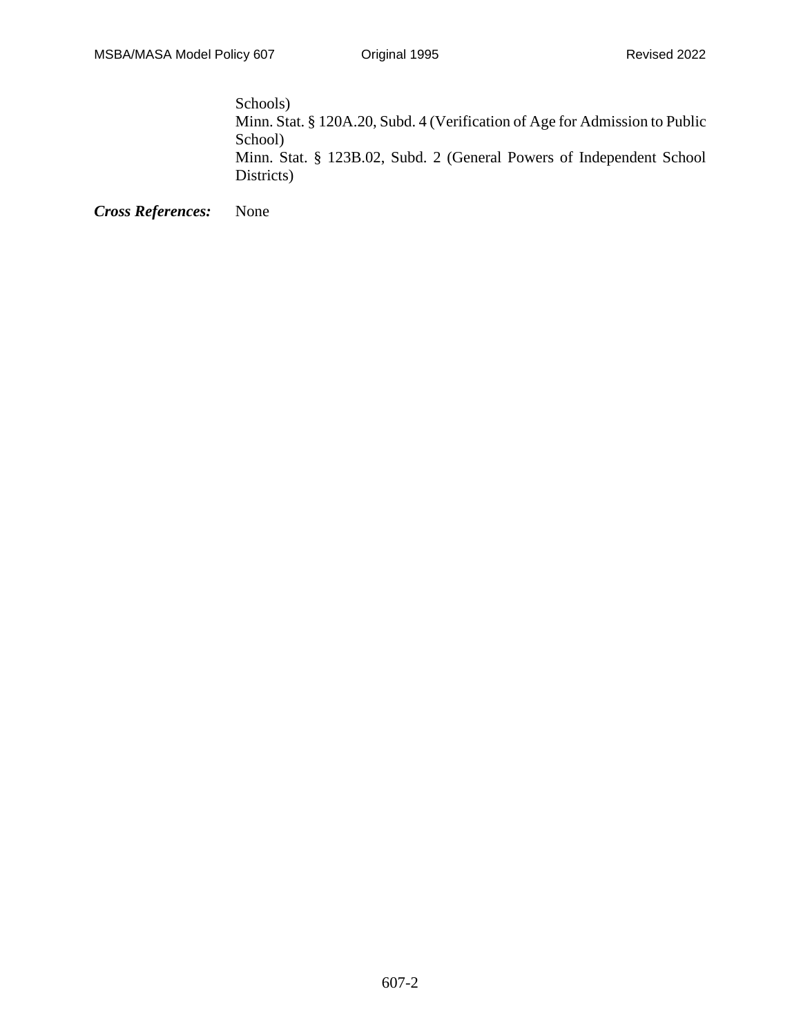Schools)
Minn. Stat. § 120A.20, Subd. 4 (Verification of Age for Admission to Public School)
Minn. Stat. § 123B.02, Subd. 2 (General Powers of Independent School Districts)

***Cross References:*** None